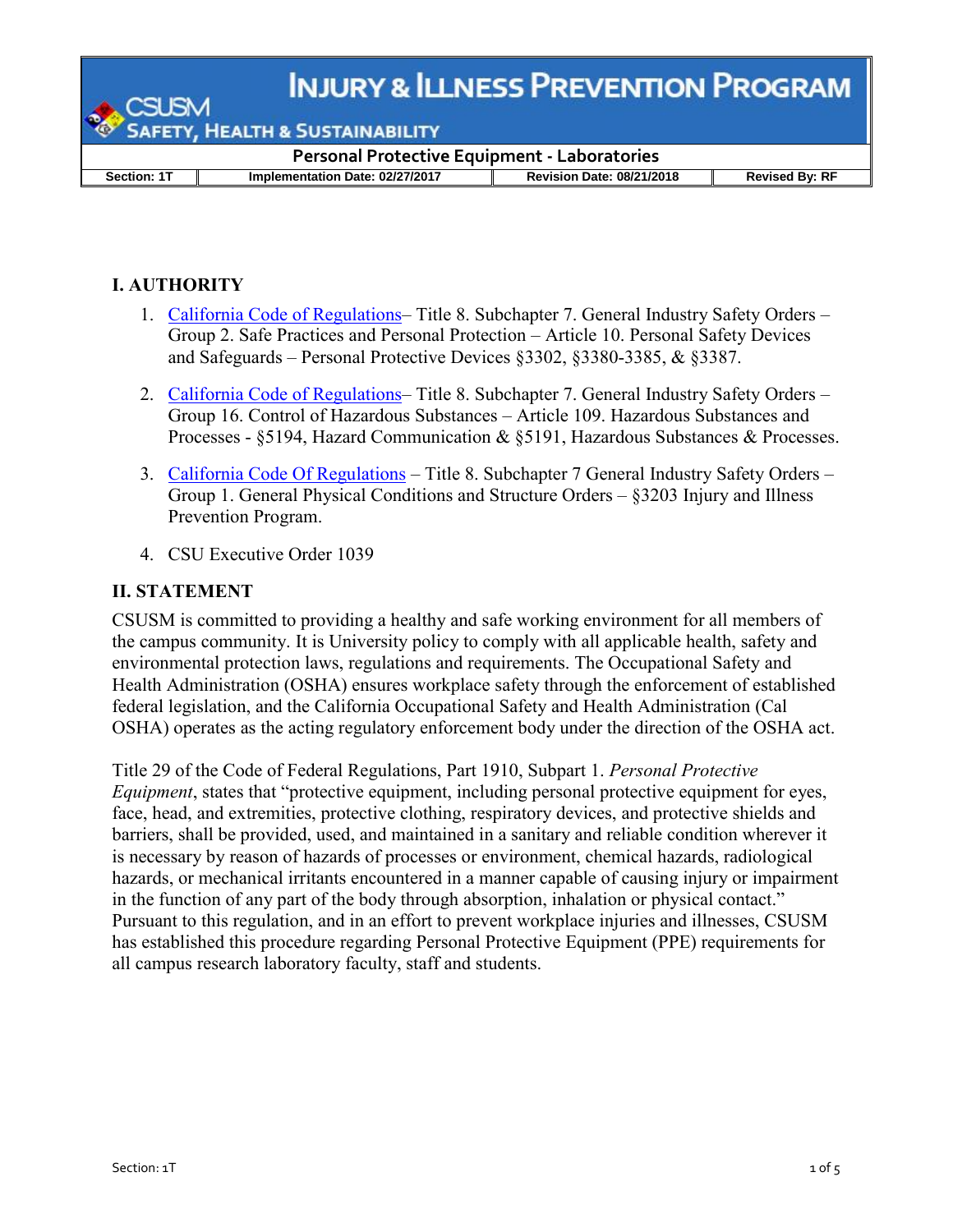# INJURY & ILLNESS PREVENTION PROGRAM

CSUSM SAFETY, HEALTH & SUSTAINABILITY

## Personal Protective Equipment - Laboratories

| Section: 1T | Implementation Date: 02/27/2017 | Revision Date: 08/21/2018 | Revised By: RF |
|---|---|---|---|

## I. AUTHORITY

1. California Code of Regulations– Title 8. Subchapter 7. General Industry Safety Orders – Group 2. Safe Practices and Personal Protection – Article 10. Personal Safety Devices and Safeguards – Personal Protective Devices §3302, §3380-3385, & §3387.

2. California Code of Regulations– Title 8. Subchapter 7. General Industry Safety Orders – Group 16. Control of Hazardous Substances – Article 109. Hazardous Substances and Processes - §5194, Hazard Communication & §5191, Hazardous Substances & Processes.

3. California Code Of Regulations – Title 8. Subchapter 7 General Industry Safety Orders – Group 1. General Physical Conditions and Structure Orders – §3203 Injury and Illness Prevention Program.

4. CSU Executive Order 1039

## II. STATEMENT

CSUSM is committed to providing a healthy and safe working environment for all members of the campus community. It is University policy to comply with all applicable health, safety and environmental protection laws, regulations and requirements. The Occupational Safety and Health Administration (OSHA) ensures workplace safety through the enforcement of established federal legislation, and the California Occupational Safety and Health Administration (Cal OSHA) operates as the acting regulatory enforcement body under the direction of the OSHA act.

Title 29 of the Code of Federal Regulations, Part 1910, Subpart 1. *Personal Protective Equipment*, states that "protective equipment, including personal protective equipment for eyes, face, head, and extremities, protective clothing, respiratory devices, and protective shields and barriers, shall be provided, used, and maintained in a sanitary and reliable condition wherever it is necessary by reason of hazards of processes or environment, chemical hazards, radiological hazards, or mechanical irritants encountered in a manner capable of causing injury or impairment in the function of any part of the body through absorption, inhalation or physical contact." Pursuant to this regulation, and in an effort to prevent workplace injuries and illnesses, CSUSM has established this procedure regarding Personal Protective Equipment (PPE) requirements for all campus research laboratory faculty, staff and students.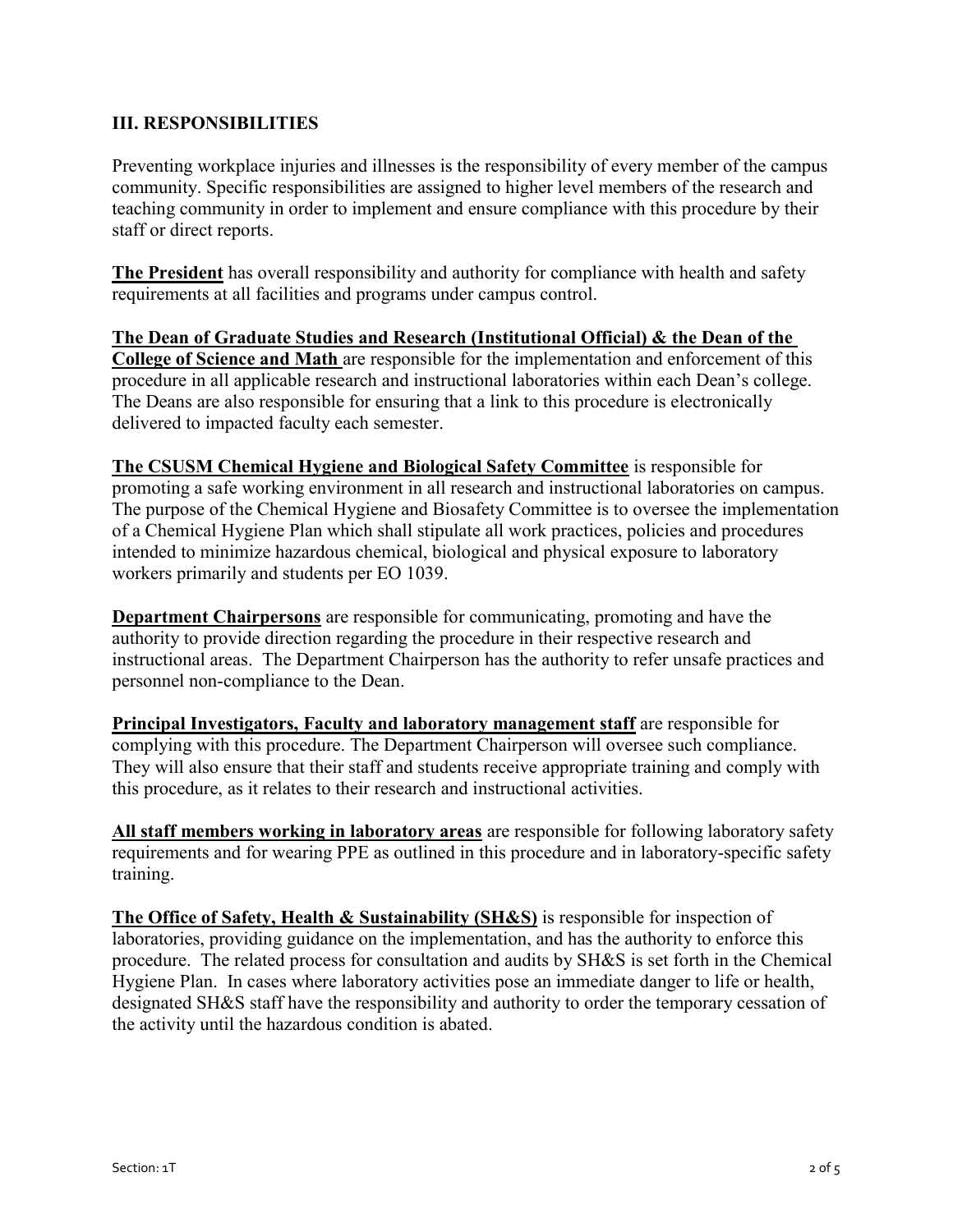## III. RESPONSIBILITIES

Preventing workplace injuries and illnesses is the responsibility of every member of the campus community. Specific responsibilities are assigned to higher level members of the research and teaching community in order to implement and ensure compliance with this procedure by their staff or direct reports.

**The President** has overall responsibility and authority for compliance with health and safety requirements at all facilities and programs under campus control.

**The Dean of Graduate Studies and Research (Institutional Official) & the Dean of the College of Science and Math** are responsible for the implementation and enforcement of this procedure in all applicable research and instructional laboratories within each Dean's college. The Deans are also responsible for ensuring that a link to this procedure is electronically delivered to impacted faculty each semester.

**The CSUSM Chemical Hygiene and Biological Safety Committee** is responsible for promoting a safe working environment in all research and instructional laboratories on campus. The purpose of the Chemical Hygiene and Biosafety Committee is to oversee the implementation of a Chemical Hygiene Plan which shall stipulate all work practices, policies and procedures intended to minimize hazardous chemical, biological and physical exposure to laboratory workers primarily and students per EO 1039.

**Department Chairpersons** are responsible for communicating, promoting and have the authority to provide direction regarding the procedure in their respective research and instructional areas. The Department Chairperson has the authority to refer unsafe practices and personnel non-compliance to the Dean.

**Principal Investigators, Faculty and laboratory management staff** are responsible for complying with this procedure. The Department Chairperson will oversee such compliance. They will also ensure that their staff and students receive appropriate training and comply with this procedure, as it relates to their research and instructional activities.

**All staff members working in laboratory areas** are responsible for following laboratory safety requirements and for wearing PPE as outlined in this procedure and in laboratory-specific safety training.

**The Office of Safety, Health & Sustainability (SH&S)** is responsible for inspection of laboratories, providing guidance on the implementation, and has the authority to enforce this procedure. The related process for consultation and audits by SH&S is set forth in the Chemical Hygiene Plan. In cases where laboratory activities pose an immediate danger to life or health, designated SH&S staff have the responsibility and authority to order the temporary cessation of the activity until the hazardous condition is abated.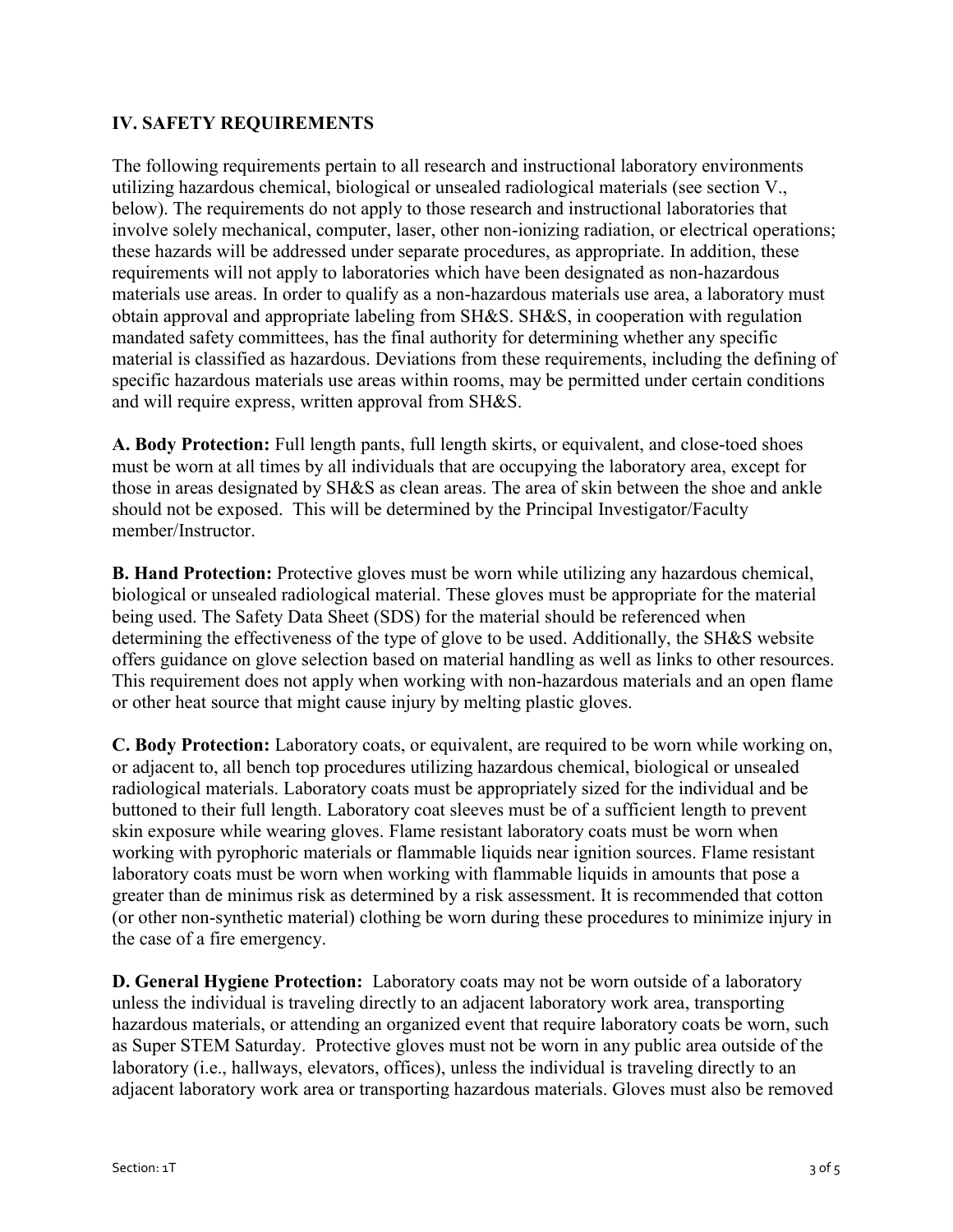## IV. SAFETY REQUIREMENTS

The following requirements pertain to all research and instructional laboratory environments utilizing hazardous chemical, biological or unsealed radiological materials (see section V., below). The requirements do not apply to those research and instructional laboratories that involve solely mechanical, computer, laser, other non-ionizing radiation, or electrical operations; these hazards will be addressed under separate procedures, as appropriate. In addition, these requirements will not apply to laboratories which have been designated as non-hazardous materials use areas. In order to qualify as a non-hazardous materials use area, a laboratory must obtain approval and appropriate labeling from SH&S. SH&S, in cooperation with regulation mandated safety committees, has the final authority for determining whether any specific material is classified as hazardous. Deviations from these requirements, including the defining of specific hazardous materials use areas within rooms, may be permitted under certain conditions and will require express, written approval from SH&S.

**A. Body Protection:** Full length pants, full length skirts, or equivalent, and close-toed shoes must be worn at all times by all individuals that are occupying the laboratory area, except for those in areas designated by SH&S as clean areas. The area of skin between the shoe and ankle should not be exposed. This will be determined by the Principal Investigator/Faculty member/Instructor.

**B. Hand Protection:** Protective gloves must be worn while utilizing any hazardous chemical, biological or unsealed radiological material. These gloves must be appropriate for the material being used. The Safety Data Sheet (SDS) for the material should be referenced when determining the effectiveness of the type of glove to be used. Additionally, the SH&S website offers guidance on glove selection based on material handling as well as links to other resources. This requirement does not apply when working with non-hazardous materials and an open flame or other heat source that might cause injury by melting plastic gloves.

**C. Body Protection:** Laboratory coats, or equivalent, are required to be worn while working on, or adjacent to, all bench top procedures utilizing hazardous chemical, biological or unsealed radiological materials. Laboratory coats must be appropriately sized for the individual and be buttoned to their full length. Laboratory coat sleeves must be of a sufficient length to prevent skin exposure while wearing gloves. Flame resistant laboratory coats must be worn when working with pyrophoric materials or flammable liquids near ignition sources. Flame resistant laboratory coats must be worn when working with flammable liquids in amounts that pose a greater than de minimus risk as determined by a risk assessment. It is recommended that cotton (or other non-synthetic material) clothing be worn during these procedures to minimize injury in the case of a fire emergency.

**D. General Hygiene Protection:** Laboratory coats may not be worn outside of a laboratory unless the individual is traveling directly to an adjacent laboratory work area, transporting hazardous materials, or attending an organized event that require laboratory coats be worn, such as Super STEM Saturday. Protective gloves must not be worn in any public area outside of the laboratory (i.e., hallways, elevators, offices), unless the individual is traveling directly to an adjacent laboratory work area or transporting hazardous materials. Gloves must also be removed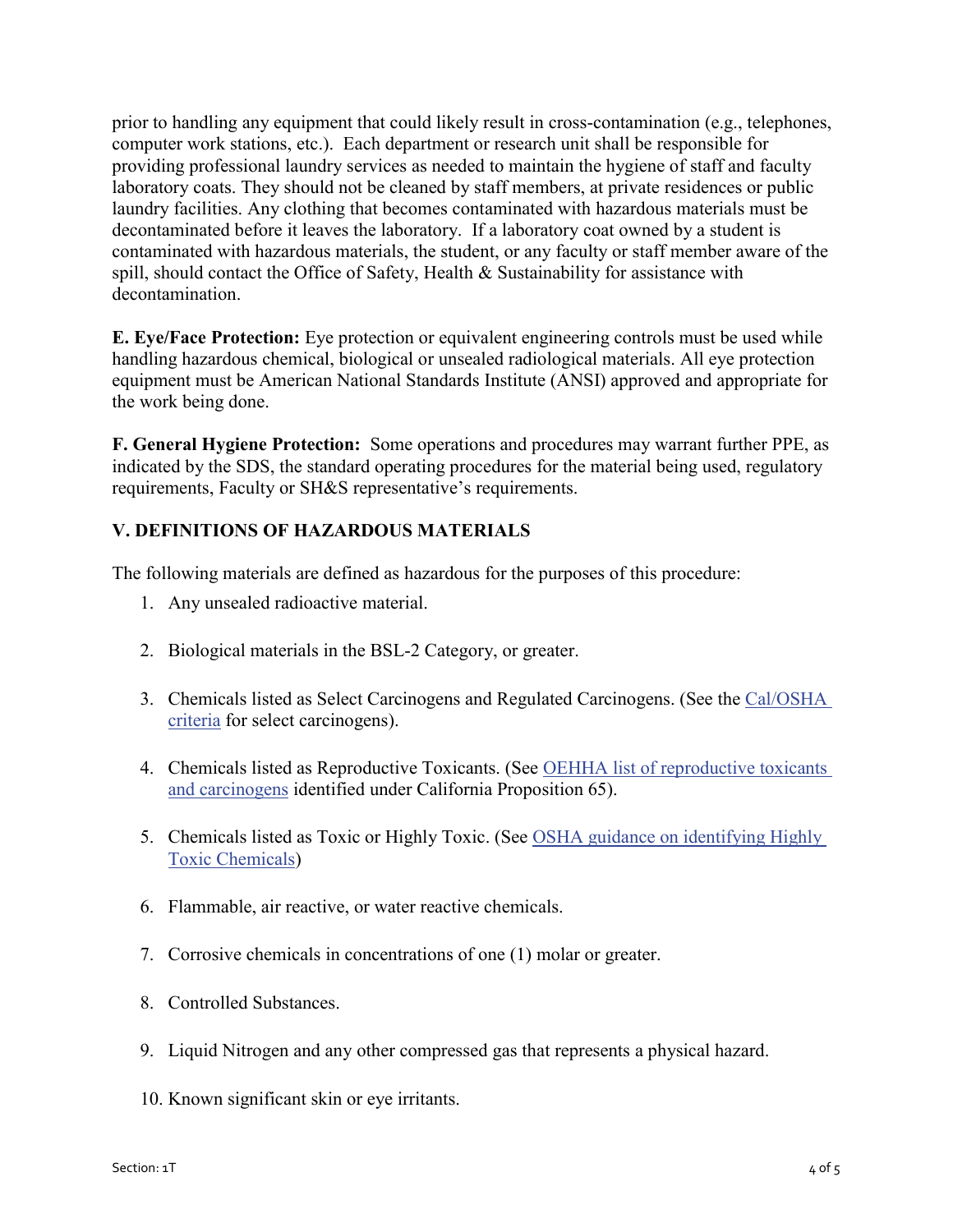prior to handling any equipment that could likely result in cross-contamination (e.g., telephones, computer work stations, etc.). Each department or research unit shall be responsible for providing professional laundry services as needed to maintain the hygiene of staff and faculty laboratory coats. They should not be cleaned by staff members, at private residences or public laundry facilities. Any clothing that becomes contaminated with hazardous materials must be decontaminated before it leaves the laboratory. If a laboratory coat owned by a student is contaminated with hazardous materials, the student, or any faculty or staff member aware of the spill, should contact the Office of Safety, Health & Sustainability for assistance with decontamination.

**E. Eye/Face Protection:** Eye protection or equivalent engineering controls must be used while handling hazardous chemical, biological or unsealed radiological materials. All eye protection equipment must be American National Standards Institute (ANSI) approved and appropriate for the work being done.

**F. General Hygiene Protection:** Some operations and procedures may warrant further PPE, as indicated by the SDS, the standard operating procedures for the material being used, regulatory requirements, Faculty or SH&S representative's requirements.

## V. DEFINITIONS OF HAZARDOUS MATERIALS

The following materials are defined as hazardous for the purposes of this procedure:

1. Any unsealed radioactive material.

2. Biological materials in the BSL-2 Category, or greater.

3. Chemicals listed as Select Carcinogens and Regulated Carcinogens. (See the Cal/OSHA criteria for select carcinogens).

4. Chemicals listed as Reproductive Toxicants. (See OEHHA list of reproductive toxicants and carcinogens identified under California Proposition 65).

5. Chemicals listed as Toxic or Highly Toxic. (See OSHA guidance on identifying Highly Toxic Chemicals)

6. Flammable, air reactive, or water reactive chemicals.

7. Corrosive chemicals in concentrations of one (1) molar or greater.

8. Controlled Substances.

9. Liquid Nitrogen and any other compressed gas that represents a physical hazard.

10. Known significant skin or eye irritants.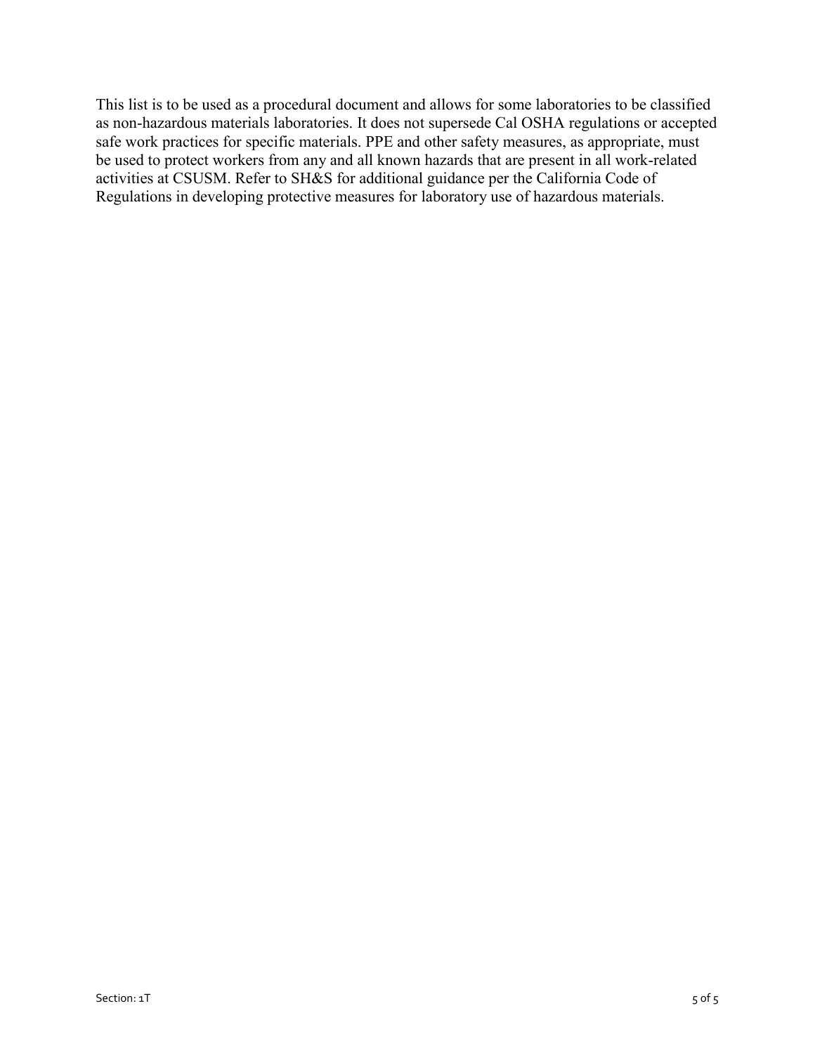This list is to be used as a procedural document and allows for some laboratories to be classified as non-hazardous materials laboratories. It does not supersede Cal OSHA regulations or accepted safe work practices for specific materials. PPE and other safety measures, as appropriate, must be used to protect workers from any and all known hazards that are present in all work-related activities at CSUSM. Refer to SH&S for additional guidance per the California Code of Regulations in developing protective measures for laboratory use of hazardous materials.